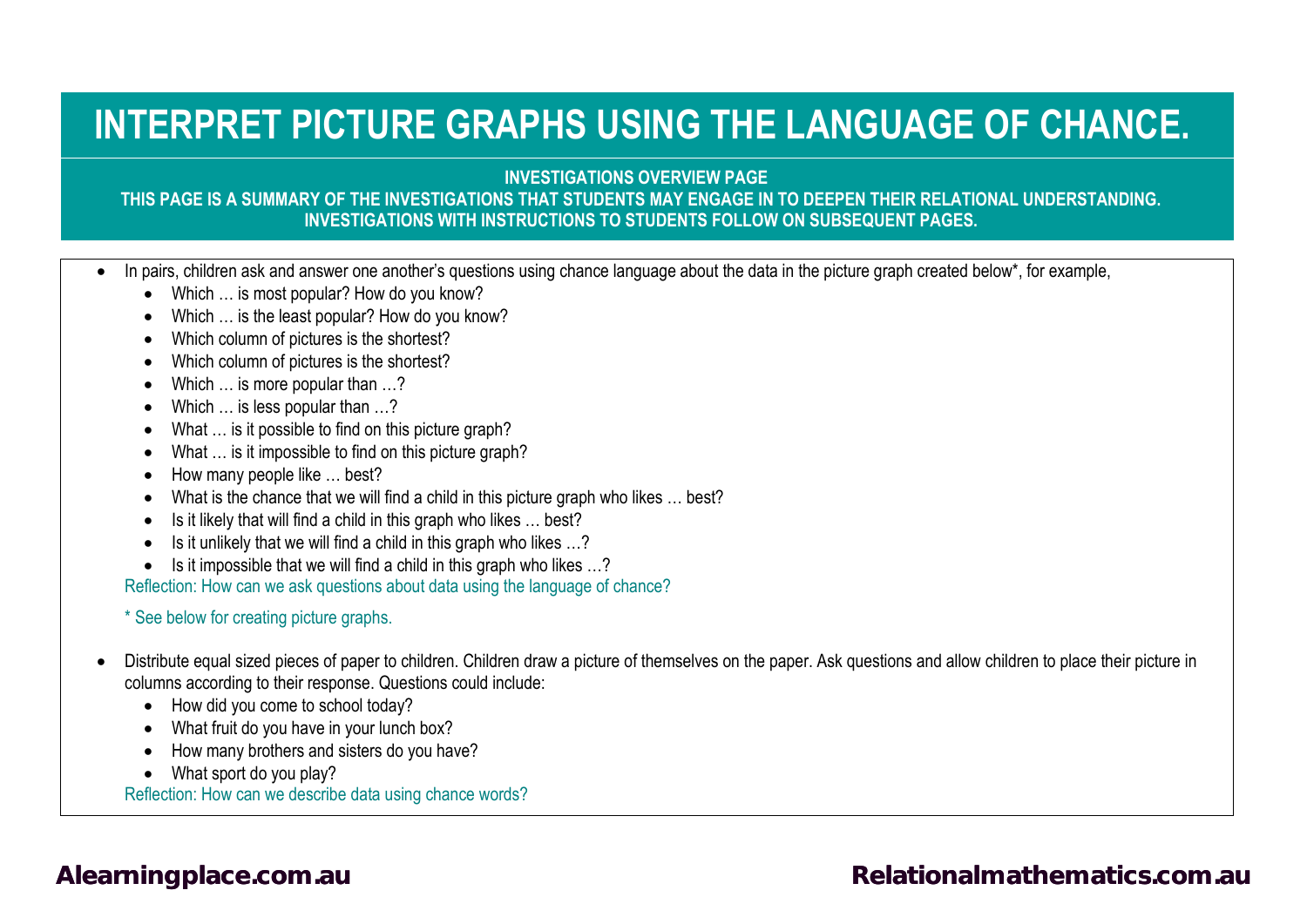# INTERPRET PICTURE GRAPHS USING THE LANGUAGE OF CHANCE.

**INVESTIGATIONS OVERVIEW PAGE**

**THIS PAGE IS A SUMMARY OF THE INVESTIGATIONS THAT STUDENTS MAY ENGAGE IN TO DEEPEN THEIR RELATIONAL UNDERSTANDING. INVESTIGATIONS WITH INSTRUCTIONS TO STUDENTS FOLLOW ON SUBSEQUENT PAGES.**

- In pairs, children ask and answer one another's questions using chance language about the data in the picture graph created below*, for example,
  - Which … is most popular? How do you know?
  - Which … is the least popular? How do you know?
  - Which column of pictures is the shortest?
  - Which column of pictures is the shortest?
  - Which … is more popular than …?
  - Which … is less popular than …?
  - What … is it possible to find on this picture graph?
  - What … is it impossible to find on this picture graph?
  - How many people like … best?
  - What is the chance that we will find a child in this picture graph who likes … best?
  - Is it likely that will find a child in this graph who likes … best?
  - Is it unlikely that we will find a child in this graph who likes …?
  - Is it impossible that we will find a child in this graph who likes …?

  Reflection: How can we ask questions about data using the language of chance?

  * See below for creating picture graphs.

- Distribute equal sized pieces of paper to children. Children draw a picture of themselves on the paper. Ask questions and allow children to place their picture in columns according to their response. Questions could include:
  - How did you come to school today?
  - What fruit do you have in your lunch box?
  - How many brothers and sisters do you have?
  - What sport do you play?

  Reflection: How can we describe data using chance words?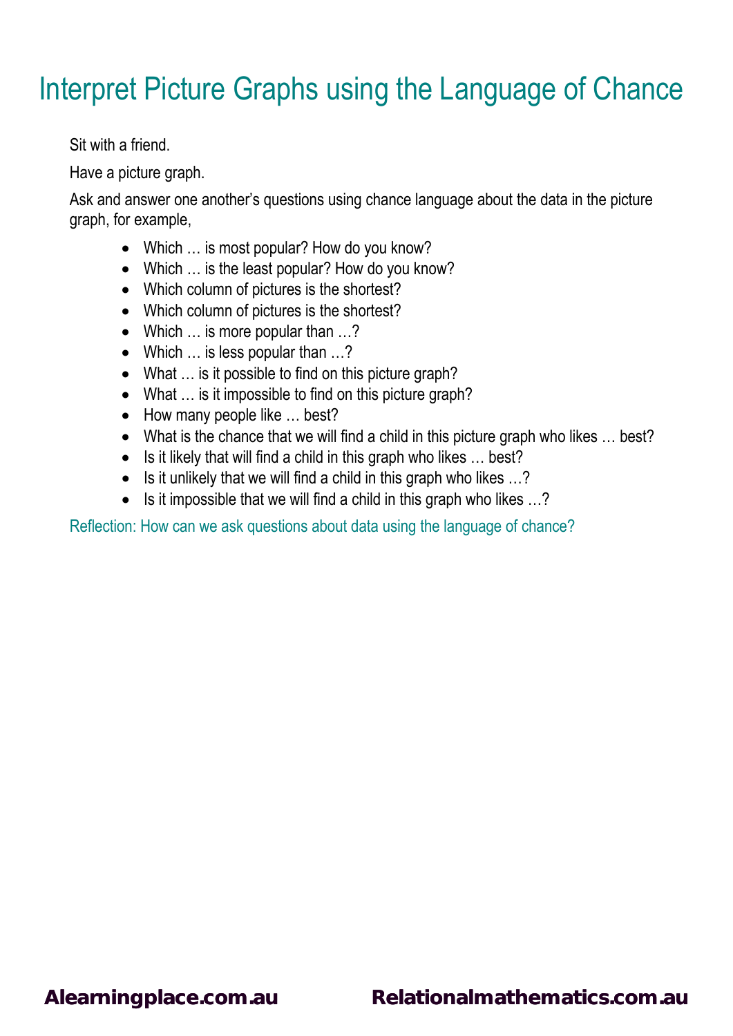# Interpret Picture Graphs using the Language of Chance

Sit with a friend.

Have a picture graph.

Ask and answer one another's questions using chance language about the data in the picture graph, for example,

- Which … is most popular? How do you know?
- Which … is the least popular? How do you know?
- Which column of pictures is the shortest?
- Which column of pictures is the shortest?
- Which … is more popular than …?
- Which … is less popular than …?
- What … is it possible to find on this picture graph?
- What … is it impossible to find on this picture graph?
- How many people like … best?
- What is the chance that we will find a child in this picture graph who likes … best?
- Is it likely that will find a child in this graph who likes … best?
- Is it unlikely that we will find a child in this graph who likes …?
- Is it impossible that we will find a child in this graph who likes …?

Reflection: How can we ask questions about data using the language of chance?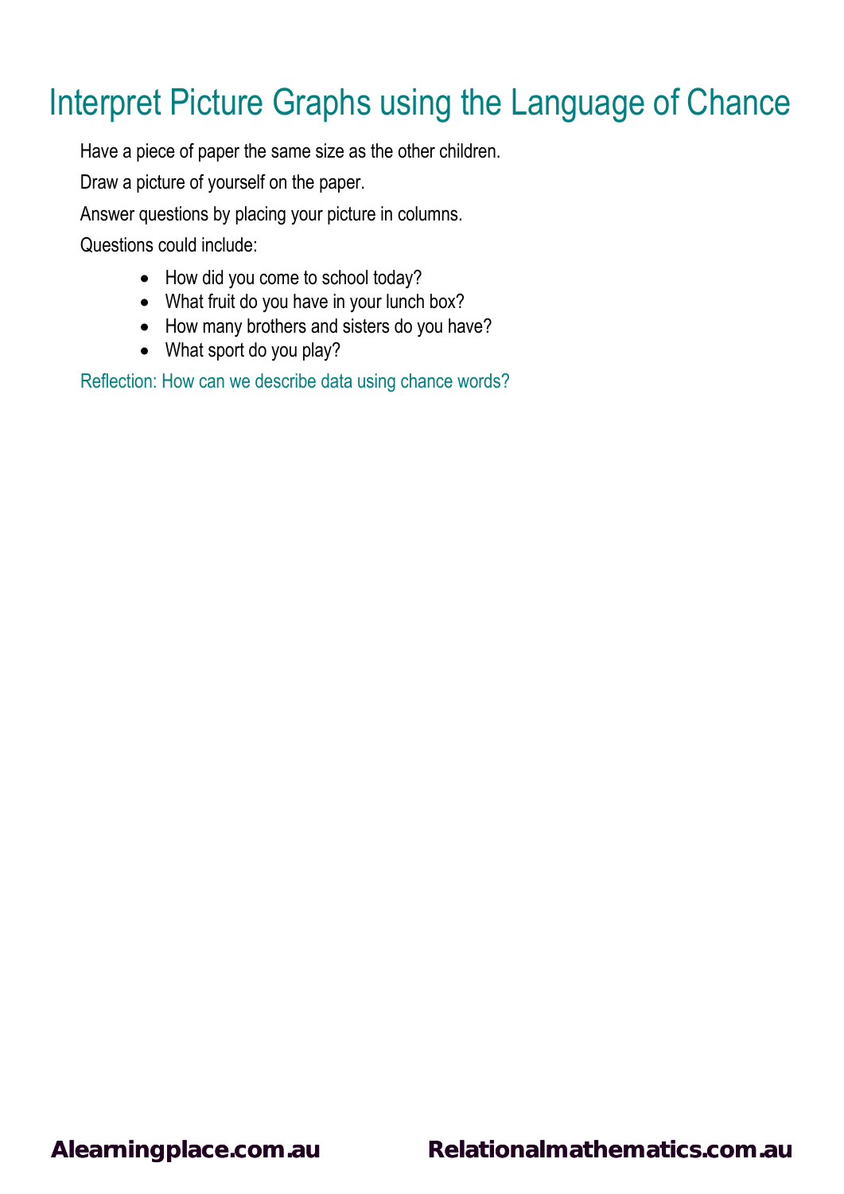# Interpret Picture Graphs using the Language of Chance

Have a piece of paper the same size as the other children.

Draw a picture of yourself on the paper.

Answer questions by placing your picture in columns.

Questions could include:

- How did you come to school today?
- What fruit do you have in your lunch box?
- How many brothers and sisters do you have?
- What sport do you play?

Reflection: How can we describe data using chance words?